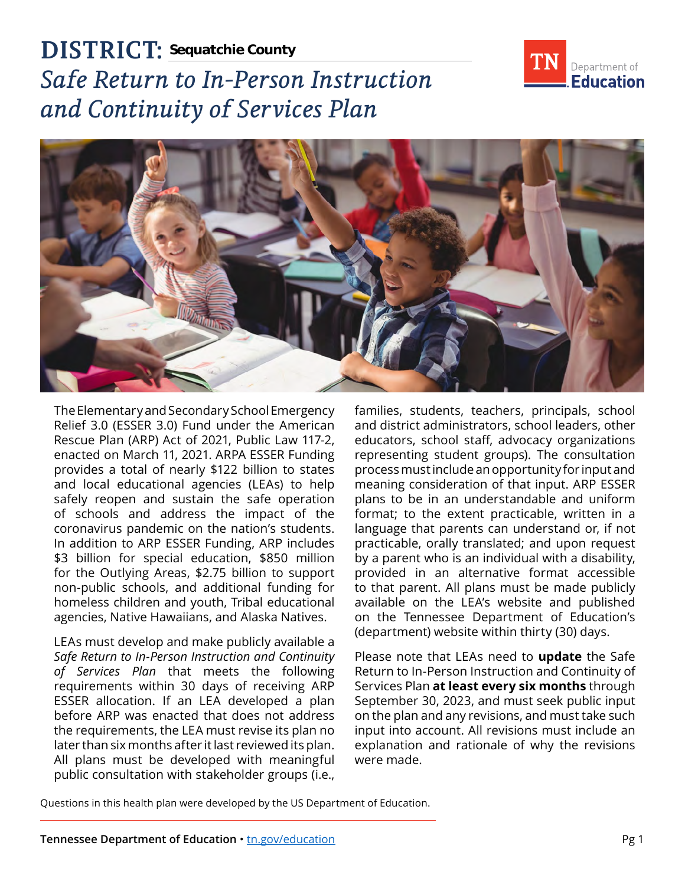# DISTRICT: Sequatchie County

## *Safe Return to In-Person Instruction and Continuity of Services Plan*

The Elementary and Secondary School Emergency Relief 3.0 (ESSER 3.0) Fund under the American Rescue Plan (ARP) Act of 2021, Public Law 117-2, enacted on March 11, 2021. ARPA ESSER Funding provides a total of nearly $122 billion to states and local educational agencies (LEAs) to help safely reopen and sustain the safe operation of schools and address the impact of the coronavirus pandemic on the nation's students. In addition to ARP ESSER Funding, ARP includes $3 billion for special education, $850 million for the Outlying Areas, $2.75 billion to support non-public schools, and additional funding for homeless children and youth, Tribal educational agencies, Native Hawaiians, and Alaska Natives.

LEAs must develop and make publicly available a *Safe Return to In-Person Instruction and Continuity of Services Plan* that meets the following requirements within 30 days of receiving ARP ESSER allocation. If an LEA developed a plan before ARP was enacted that does not address the requirements, the LEA must revise its plan no later than six months after it last reviewed its plan. All plans must be developed with meaningful public consultation with stakeholder groups (i.e., families, students, teachers, principals, school and district administrators, school leaders, other educators, school staff, advocacy organizations representing student groups). The consultation process must include an opportunity for input and meaning consideration of that input. ARP ESSER plans to be in an understandable and uniform format; to the extent practicable, written in a language that parents can understand or, if not practicable, orally translated; and upon request by a parent who is an individual with a disability, provided in an alternative format accessible to that parent. All plans must be made publicly available on the LEA's website and published on the Tennessee Department of Education's (department) website within thirty (30) days.

Please note that LEAs need to **update** the Safe Return to In-Person Instruction and Continuity of Services Plan **at least every six months** through September 30, 2023, and must seek public input on the plan and any revisions, and must take such input into account. All revisions must include an explanation and rationale of why the revisions were made.

Questions in this health plan were developed by the US Department of Education.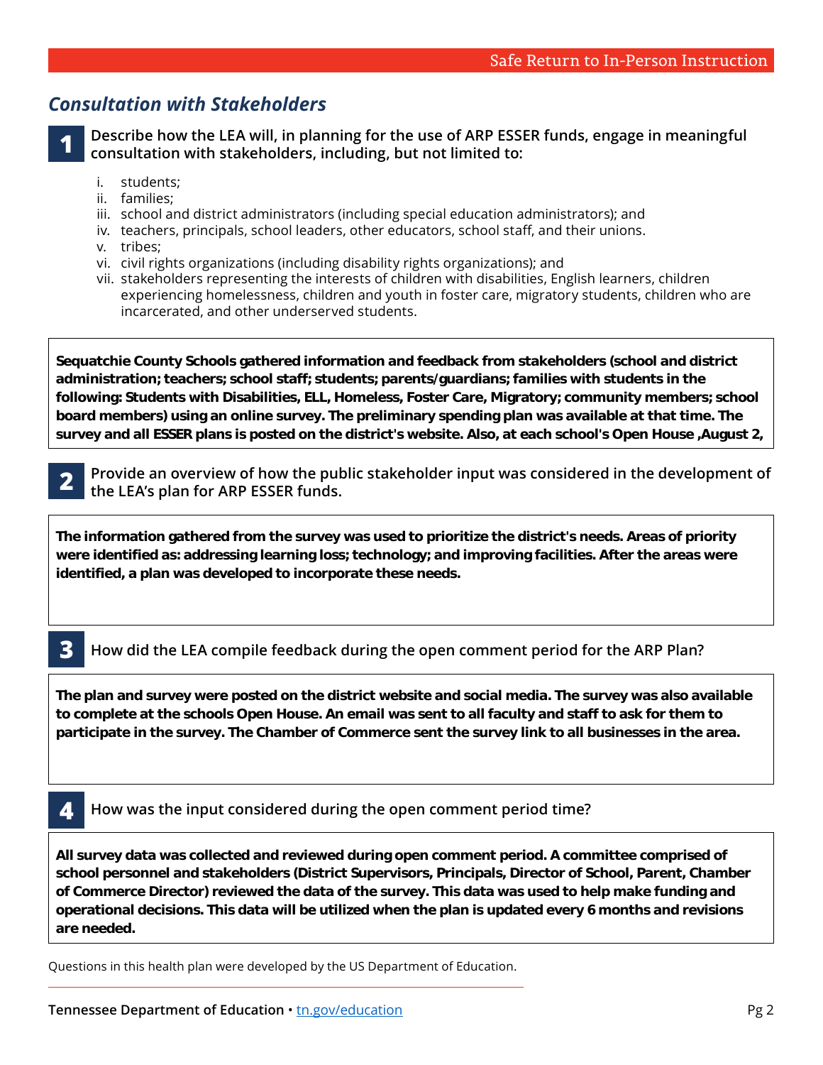## *Consultation with Stakeholders*

**1** **Describe how the LEA will, in planning for the use of ARP ESSER funds, engage in meaningful consultation with stakeholders, including, but not limited to:**

i. students;
ii. families;
iii. school and district administrators (including special education administrators); and
iv. teachers, principals, school leaders, other educators, school staff, and their unions.
v. tribes;
vi. civil rights organizations (including disability rights organizations); and
vii. stakeholders representing the interests of children with disabilities, English learners, children experiencing homelessness, children and youth in foster care, migratory students, children who are incarcerated, and other underserved students.

**Sequatchie County Schools gathered information and feedback from stakeholders (school and district administration; teachers; school staff; students; parents/guardians; families with students in the following: Students with Disabilities, ELL, Homeless, Foster Care, Migratory; community members; school board members) using an online survey. The preliminary spending plan was available at that time. The survey and all ESSER plans is posted on the district's website. Also, at each school's Open House ,August 2,**

**2** **Provide an overview of how the public stakeholder input was considered in the development of the LEA's plan for ARP ESSER funds.**

**The information gathered from the survey was used to prioritize the district's needs. Areas of priority were identified as: addressing learning loss; technology; and improving facilities. After the areas were identified, a plan was developed to incorporate these needs.**

**3** How did the LEA compile feedback during the open comment period for the ARP Plan?

**The plan and survey were posted on the district website and social media. The survey was also available to complete at the schools Open House. An email was sent to all faculty and staff to ask for them to participate in the survey. The Chamber of Commerce sent the survey link to all businesses in the area.**

**4** How was the input considered during the open comment period time?

**All survey data was collected and reviewed during open comment period. A committee comprised of school personnel and stakeholders (District Supervisors, Principals, Director of School, Parent, Chamber of Commerce Director) reviewed the data of the survey. This data was used to help make funding and operational decisions. This data will be utilized when the plan is updated every 6 months and revisions are needed.**

Questions in this health plan were developed by the US Department of Education.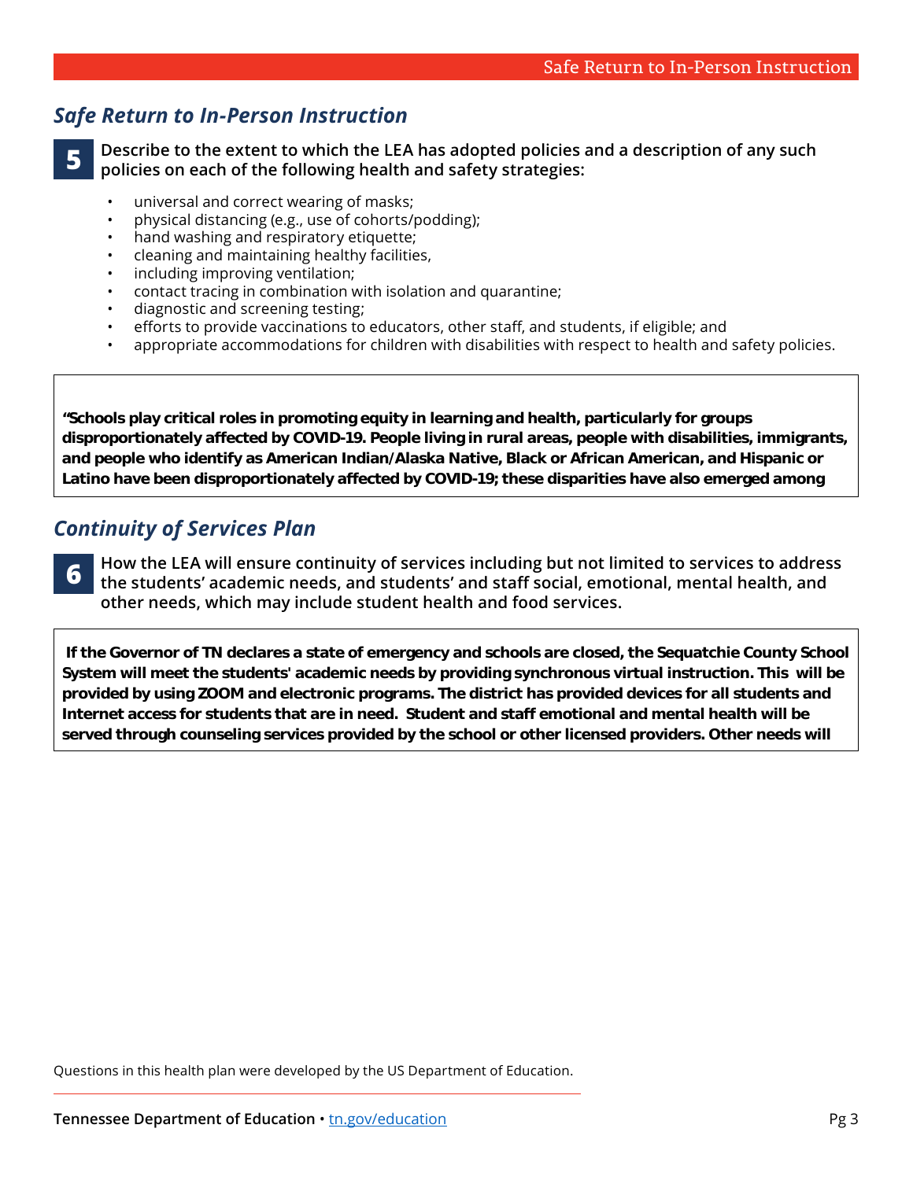## *Safe Return to In-Person Instruction*

**5** **Describe to the extent to which the LEA has adopted policies and a description of any such policies on each of the following health and safety strategies:**

- universal and correct wearing of masks;
- physical distancing (e.g., use of cohorts/podding);
- hand washing and respiratory etiquette;
- cleaning and maintaining healthy facilities,
- including improving ventilation;
- contact tracing in combination with isolation and quarantine;
- diagnostic and screening testing;
- efforts to provide vaccinations to educators, other staff, and students, if eligible; and
- appropriate accommodations for children with disabilities with respect to health and safety policies.

**"Schools play critical roles in promoting equity in learning and health, particularly for groups disproportionately affected by COVID-19. People living in rural areas, people with disabilities, immigrants, and people who identify as American Indian/Alaska Native, Black or African American, and Hispanic or Latino have been disproportionately affected by COVID-19; these disparities have also emerged among**

## *Continuity of Services Plan*

**6** **How the LEA will ensure continuity of services including but not limited to services to address the students' academic needs, and students' and staff social, emotional, mental health, and other needs, which may include student health and food services.**

**If the Governor of TN declares a state of emergency and schools are closed, the Sequatchie County School System will meet the students' academic needs by providing synchronous virtual instruction. This will be provided by using ZOOM and electronic programs. The district has provided devices for all students and Internet access for students that are in need. Student and staff emotional and mental health will be served through counseling services provided by the school or other licensed providers. Other needs will**

Questions in this health plan were developed by the US Department of Education.